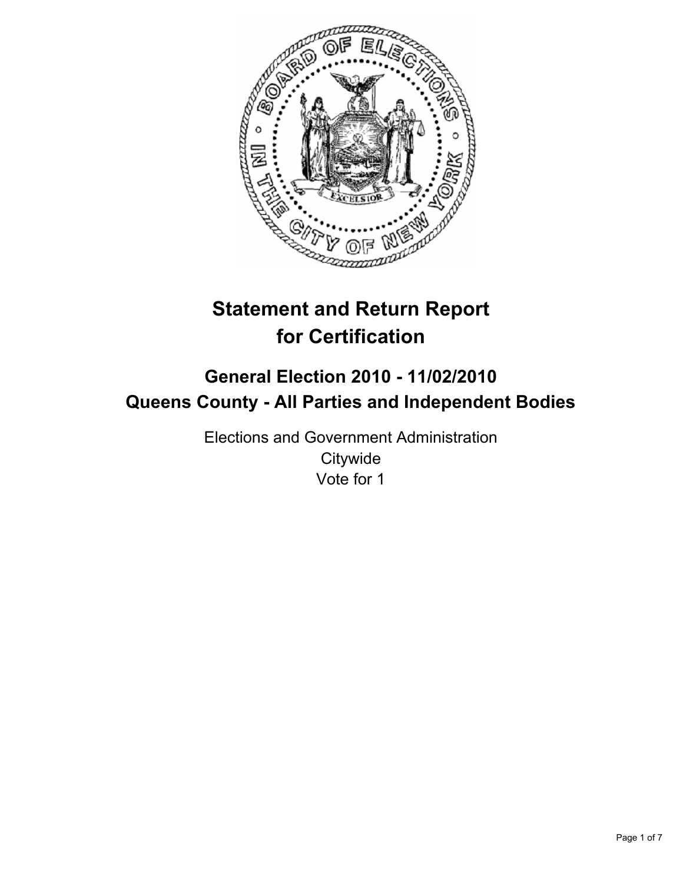# Statement and Return Report for Certification

## General Election 2010 - 11/02/2010
## Queens County - All Parties and Independent Bodies

Elections and Government Administration
Citywide
Vote for 1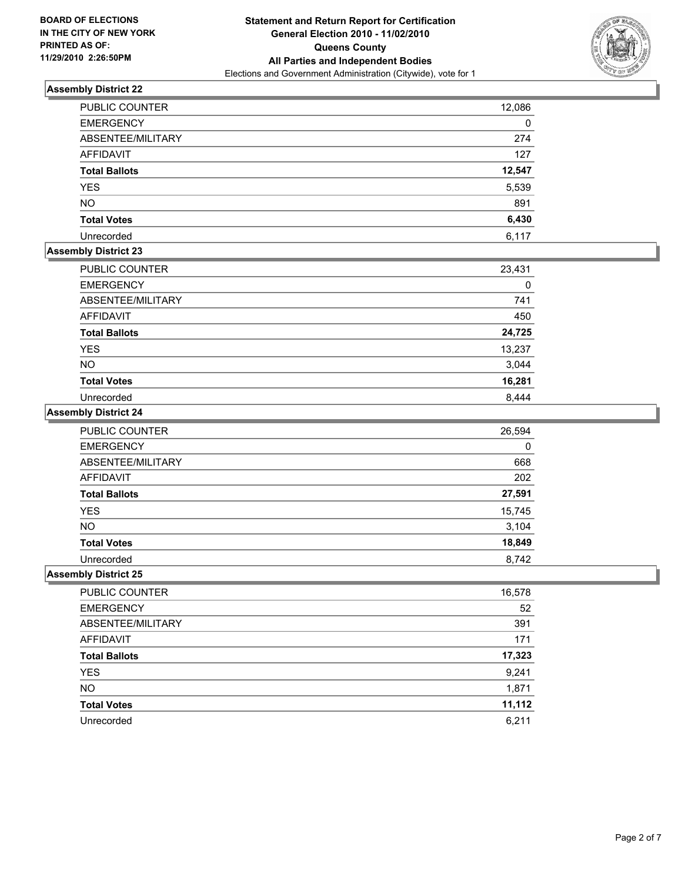**BOARD OF ELECTIONS IN THE CITY OF NEW YORK PRINTED AS OF: 11/29/2010 2:26:50PM**

**Statement and Return Report for Certification General Election 2010 - 11/02/2010 Queens County All Parties and Independent Bodies**

Elections and Government Administration (Citywide), vote for 1

### Assembly District 22

| | |
|---|---|
| PUBLIC COUNTER | 12,086 |
| EMERGENCY | 0 |
| ABSENTEE/MILITARY | 274 |
| AFFIDAVIT | 127 |
| **Total Ballots** | **12,547** |
| YES | 5,539 |
| NO | 891 |
| **Total Votes** | **6,430** |
| Unrecorded | 6,117 |

### Assembly District 23

| | |
|---|---|
| PUBLIC COUNTER | 23,431 |
| EMERGENCY | 0 |
| ABSENTEE/MILITARY | 741 |
| AFFIDAVIT | 450 |
| **Total Ballots** | **24,725** |
| YES | 13,237 |
| NO | 3,044 |
| **Total Votes** | **16,281** |
| Unrecorded | 8,444 |

### Assembly District 24

| | |
|---|---|
| PUBLIC COUNTER | 26,594 |
| EMERGENCY | 0 |
| ABSENTEE/MILITARY | 668 |
| AFFIDAVIT | 202 |
| **Total Ballots** | **27,591** |
| YES | 15,745 |
| NO | 3,104 |
| **Total Votes** | **18,849** |
| Unrecorded | 8,742 |

### Assembly District 25

| | |
|---|---|
| PUBLIC COUNTER | 16,578 |
| EMERGENCY | 52 |
| ABSENTEE/MILITARY | 391 |
| AFFIDAVIT | 171 |
| **Total Ballots** | **17,323** |
| YES | 9,241 |
| NO | 1,871 |
| **Total Votes** | **11,112** |
| Unrecorded | 6,211 |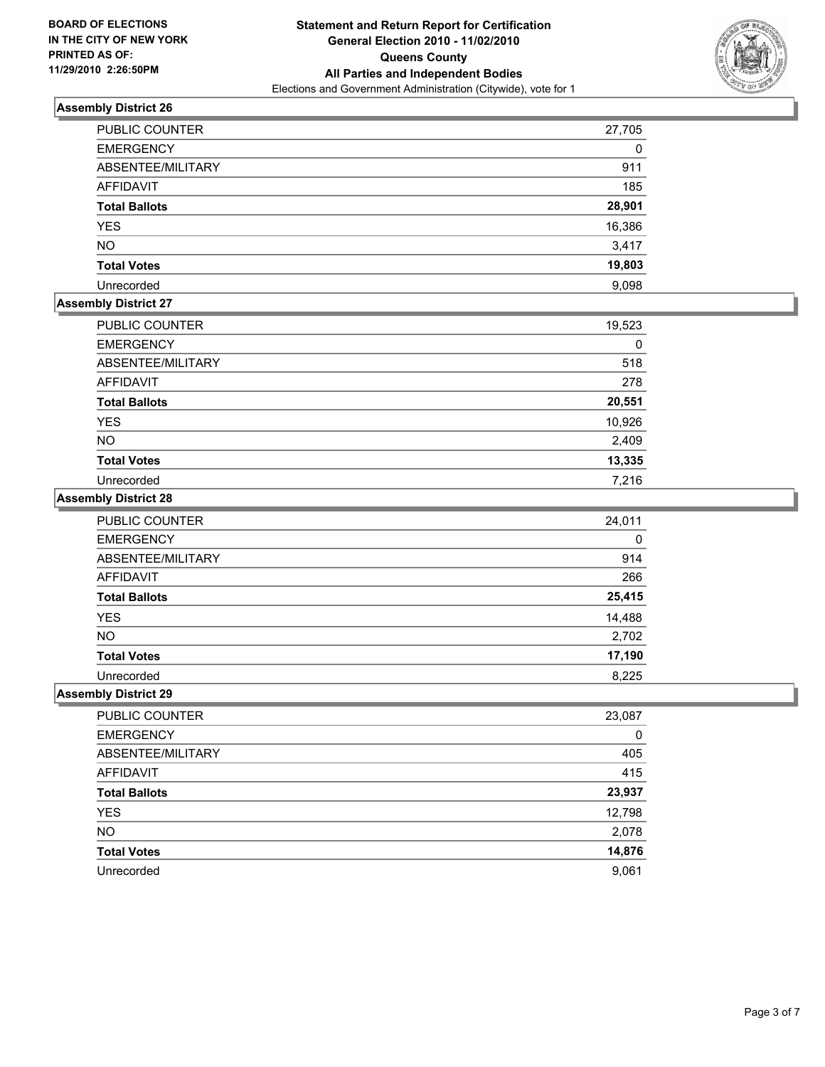**BOARD OF ELECTIONS
IN THE CITY OF NEW YORK
PRINTED AS OF:
11/29/2010 2:26:50PM**

**Statement and Return Report for Certification
General Election 2010 - 11/02/2010
Queens County
All Parties and Independent Bodies**
Elections and Government Administration (Citywide), vote for 1

### Assembly District 26

| | |
|---|---|
| PUBLIC COUNTER | 27,705 |
| EMERGENCY | 0 |
| ABSENTEE/MILITARY | 911 |
| AFFIDAVIT | 185 |
| **Total Ballots** | **28,901** |
| YES | 16,386 |
| NO | 3,417 |
| **Total Votes** | **19,803** |
| Unrecorded | 9,098 |

### Assembly District 27

| | |
|---|---|
| PUBLIC COUNTER | 19,523 |
| EMERGENCY | 0 |
| ABSENTEE/MILITARY | 518 |
| AFFIDAVIT | 278 |
| **Total Ballots** | **20,551** |
| YES | 10,926 |
| NO | 2,409 |
| **Total Votes** | **13,335** |
| Unrecorded | 7,216 |

### Assembly District 28

| | |
|---|---|
| PUBLIC COUNTER | 24,011 |
| EMERGENCY | 0 |
| ABSENTEE/MILITARY | 914 |
| AFFIDAVIT | 266 |
| **Total Ballots** | **25,415** |
| YES | 14,488 |
| NO | 2,702 |
| **Total Votes** | **17,190** |
| Unrecorded | 8,225 |

### Assembly District 29

| | |
|---|---|
| PUBLIC COUNTER | 23,087 |
| EMERGENCY | 0 |
| ABSENTEE/MILITARY | 405 |
| AFFIDAVIT | 415 |
| **Total Ballots** | **23,937** |
| YES | 12,798 |
| NO | 2,078 |
| **Total Votes** | **14,876** |
| Unrecorded | 9,061 |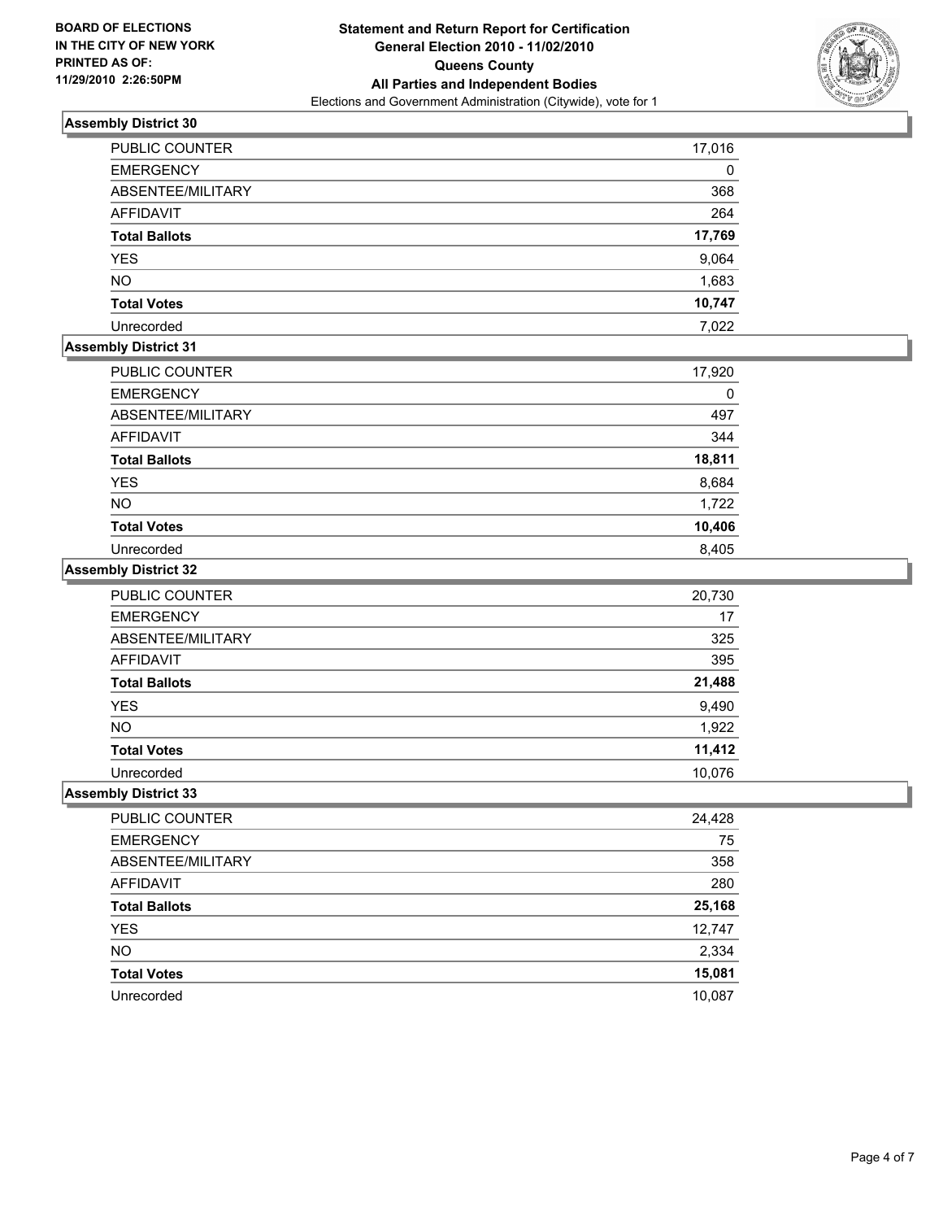**BOARD OF ELECTIONS IN THE CITY OF NEW YORK PRINTED AS OF: 11/29/2010 2:26:50PM**

# Statement and Return Report for Certification
## General Election 2010 - 11/02/2010
## Queens County
## All Parties and Independent Bodies
### Elections and Government Administration (Citywide), vote for 1

### Assembly District 30

| | |
|---|---|
| PUBLIC COUNTER | 17,016 |
| EMERGENCY | 0 |
| ABSENTEE/MILITARY | 368 |
| AFFIDAVIT | 264 |
| **Total Ballots** | **17,769** |
| YES | 9,064 |
| NO | 1,683 |
| **Total Votes** | **10,747** |
| Unrecorded | 7,022 |

### Assembly District 31

| | |
|---|---|
| PUBLIC COUNTER | 17,920 |
| EMERGENCY | 0 |
| ABSENTEE/MILITARY | 497 |
| AFFIDAVIT | 344 |
| **Total Ballots** | **18,811** |
| YES | 8,684 |
| NO | 1,722 |
| **Total Votes** | **10,406** |
| Unrecorded | 8,405 |

### Assembly District 32

| | |
|---|---|
| PUBLIC COUNTER | 20,730 |
| EMERGENCY | 17 |
| ABSENTEE/MILITARY | 325 |
| AFFIDAVIT | 395 |
| **Total Ballots** | **21,488** |
| YES | 9,490 |
| NO | 1,922 |
| **Total Votes** | **11,412** |
| Unrecorded | 10,076 |

### Assembly District 33

| | |
|---|---|
| PUBLIC COUNTER | 24,428 |
| EMERGENCY | 75 |
| ABSENTEE/MILITARY | 358 |
| AFFIDAVIT | 280 |
| **Total Ballots** | **25,168** |
| YES | 12,747 |
| NO | 2,334 |
| **Total Votes** | **15,081** |
| Unrecorded | 10,087 |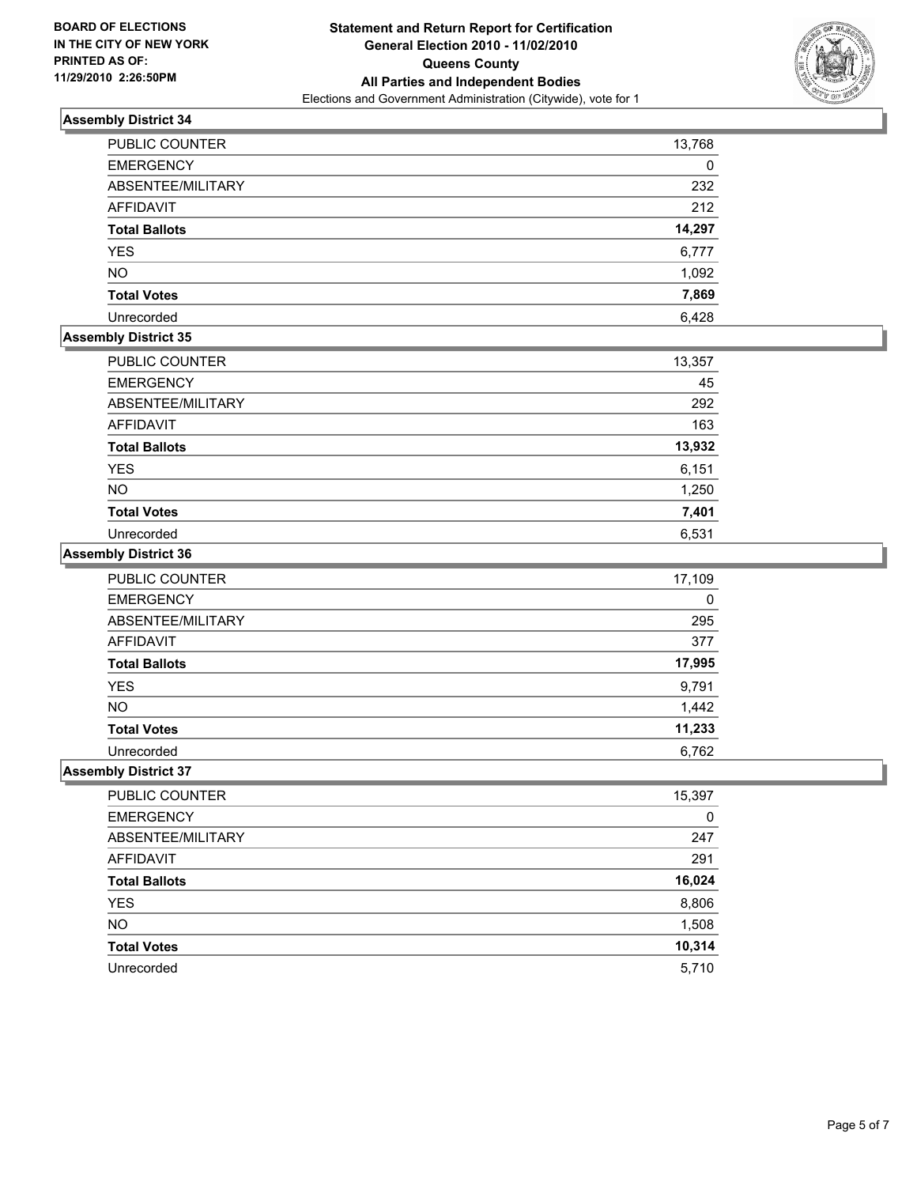**BOARD OF ELECTIONS IN THE CITY OF NEW YORK PRINTED AS OF: 11/29/2010 2:26:50PM**

**Statement and Return Report for Certification**
**General Election 2010 - 11/02/2010**
**Queens County**
**All Parties and Independent Bodies**
Elections and Government Administration (Citywide), vote for 1

### Assembly District 34

| | |
|---|---|
| PUBLIC COUNTER | 13,768 |
| EMERGENCY | 0 |
| ABSENTEE/MILITARY | 232 |
| AFFIDAVIT | 212 |
| **Total Ballots** | **14,297** |
| YES | 6,777 |
| NO | 1,092 |
| **Total Votes** | **7,869** |
| Unrecorded | 6,428 |

### Assembly District 35

| | |
|---|---|
| PUBLIC COUNTER | 13,357 |
| EMERGENCY | 45 |
| ABSENTEE/MILITARY | 292 |
| AFFIDAVIT | 163 |
| **Total Ballots** | **13,932** |
| YES | 6,151 |
| NO | 1,250 |
| **Total Votes** | **7,401** |
| Unrecorded | 6,531 |

### Assembly District 36

| | |
|---|---|
| PUBLIC COUNTER | 17,109 |
| EMERGENCY | 0 |
| ABSENTEE/MILITARY | 295 |
| AFFIDAVIT | 377 |
| **Total Ballots** | **17,995** |
| YES | 9,791 |
| NO | 1,442 |
| **Total Votes** | **11,233** |
| Unrecorded | 6,762 |

### Assembly District 37

| | |
|---|---|
| PUBLIC COUNTER | 15,397 |
| EMERGENCY | 0 |
| ABSENTEE/MILITARY | 247 |
| AFFIDAVIT | 291 |
| **Total Ballots** | **16,024** |
| YES | 8,806 |
| NO | 1,508 |
| **Total Votes** | **10,314** |
| Unrecorded | 5,710 |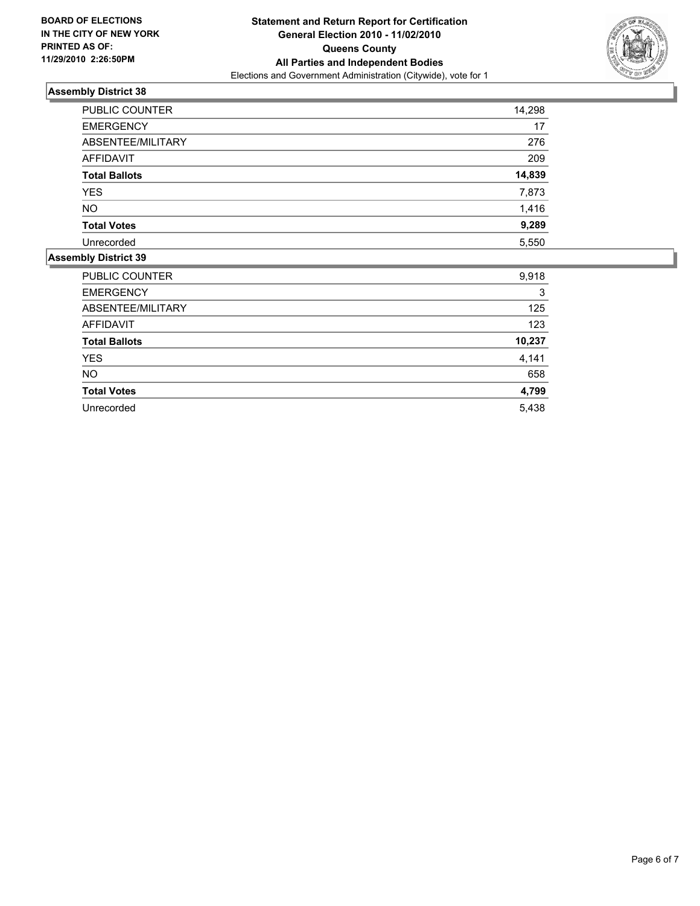**BOARD OF ELECTIONS IN THE CITY OF NEW YORK PRINTED AS OF: 11/29/2010 2:26:50PM**

**Statement and Return Report for Certification**
**General Election 2010 - 11/02/2010**
**Queens County**
**All Parties and Independent Bodies**
Elections and Government Administration (Citywide), vote for 1

### Assembly District 38

| | |
|---|---|
| PUBLIC COUNTER | 14,298 |
| EMERGENCY | 17 |
| ABSENTEE/MILITARY | 276 |
| AFFIDAVIT | 209 |
| **Total Ballots** | **14,839** |
| YES | 7,873 |
| NO | 1,416 |
| **Total Votes** | **9,289** |
| Unrecorded | 5,550 |

### Assembly District 39

| | |
|---|---|
| PUBLIC COUNTER | 9,918 |
| EMERGENCY | 3 |
| ABSENTEE/MILITARY | 125 |
| AFFIDAVIT | 123 |
| **Total Ballots** | **10,237** |
| YES | 4,141 |
| NO | 658 |
| **Total Votes** | **4,799** |
| Unrecorded | 5,438 |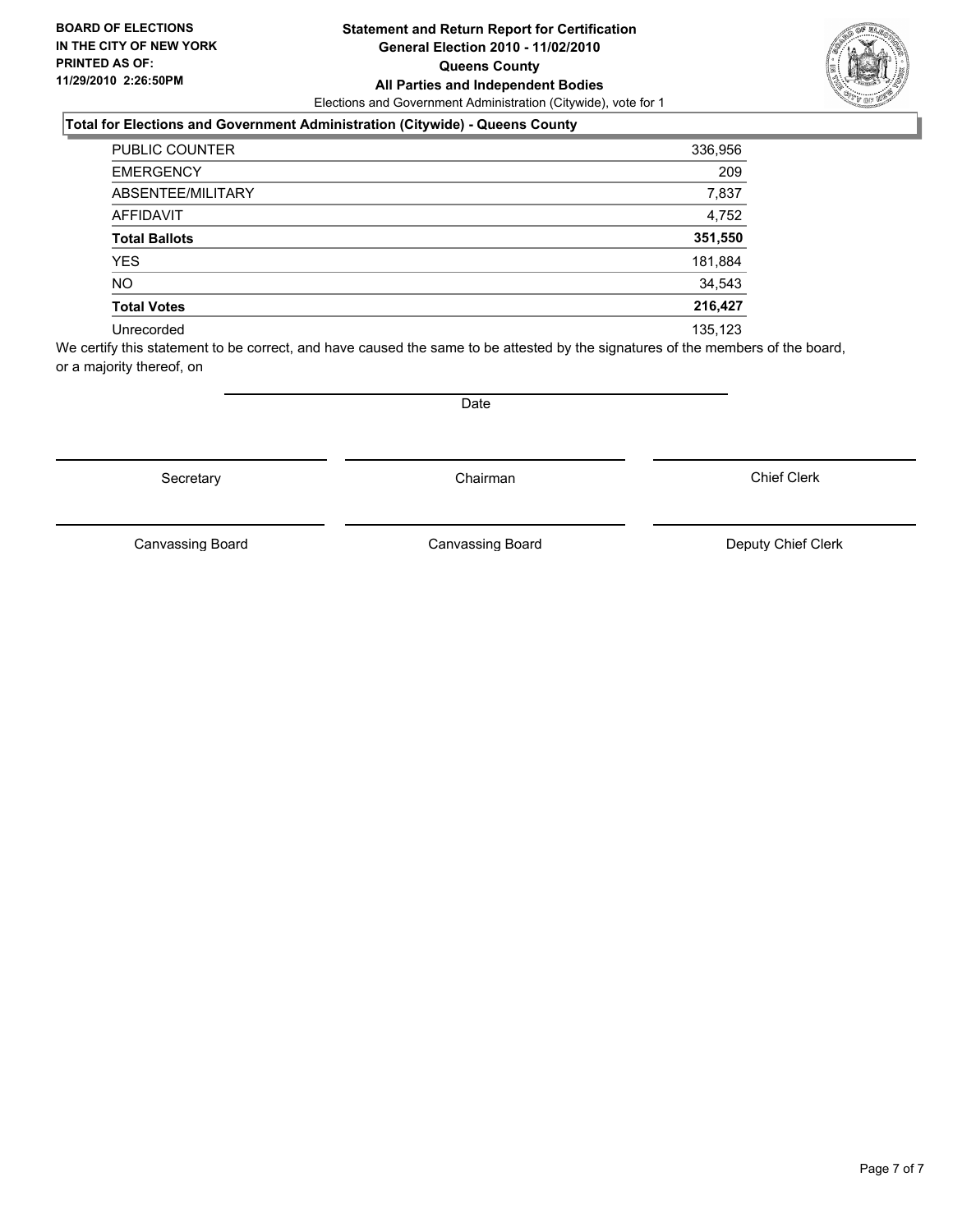**BOARD OF ELECTIONS IN THE CITY OF NEW YORK PRINTED AS OF: 11/29/2010 2:26:50PM**

**Statement and Return Report for Certification**
**General Election 2010 - 11/02/2010**
**Queens County**
**All Parties and Independent Bodies**
Elections and Government Administration (Citywide), vote for 1

### Total for Elections and Government Administration (Citywide) - Queens County

| | |
|---|---|
| PUBLIC COUNTER | 336,956 |
| EMERGENCY | 209 |
| ABSENTEE/MILITARY | 7,837 |
| AFFIDAVIT | 4,752 |
| **Total Ballots** | **351,550** |
| YES | 181,884 |
| NO | 34,543 |
| **Total Votes** | **216,427** |
| Unrecorded | 135,123 |

We certify this statement to be correct, and have caused the same to be attested by the signatures of the members of the board, or a majority thereof, on

Date

Secretary | Chairman | Chief Clerk

Canvassing Board | Canvassing Board | Deputy Chief Clerk